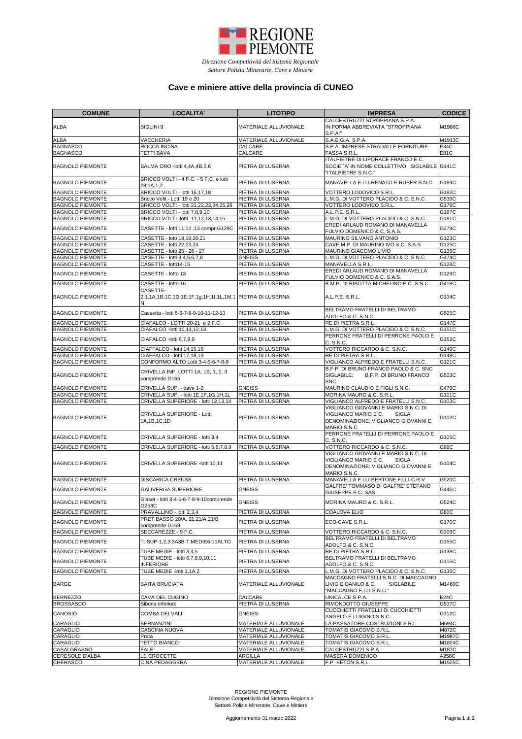REGIONE PIEMONTE

*Direzione Competitività del Sistema Regionale*
*Settore Polizia Minerarie, Cave e Miniere*

## Cave e miniere attive della provincia di CUNEO

| COMUNE | LOCALITA' | LITOTIPO | IMPRESA | CODICE |
|---|---|---|---|---|
| ALBA | BIGLINI 9 | MATERIALE ALLUVIONALE | CALCESTRUZZI STROPPIANA S.P.A. IN FORMA ABBREVIATA "STROPPIANA S.P.A." | M1986C |
| ALBA | VACCHERIA | MATERIALE ALLUVIONALE | S.A.E.G.A. S.P.A. | M1913C |
| BAGNASCO | ROCCA INCISA | CALCARE | S.P.A. IMPRESE STRADALI E FORNITURE | E34C |
| BAGNASCO | TETTI BAVA | CALCARE | FASSA S.R.L. | E81C |
| BAGNOLO PIEMONTE | BALMA ORO -lotti 4,4A,4B,5,6 | PIETRA DI LUSERNA | ITALPIETRE DI LIPORACE FRANCO E C. SOCIETA' IN NOME COLLETTIVO SIGLABILE "ITALPIETRE S.N.C." | G141C |
| BAGNOLO PIEMONTE | BRICCO VOLTI - 4 F.C. - 5 F.C. e lotti 28,1A,1,2 | PIETRA DI LUSERNA | MANAVELLA F.LLI RENATO E RUBER S.N.C. | G189C |
| BAGNOLO PIEMONTE | BRICCO VOLTI - lotti 16,17,18 | PIETRA DI LUSERNA | VOTTERO LODOVICO S.R.L. | G182C |
| BAGNOLO PIEMONTE | Bricco Volti - Lotti 19 e 20 | PIETRA DI LUSERNA | L.M.G. DI VOTTERO PLACIDO & C. S.N.C. | G539C |
| BAGNOLO PIEMONTE | BRICCO VOLTI - lotti 21,22,23,24,25,26 | PIETRA DI LUSERNA | VOTTERO LODOVICO S.R.L. | G179C |
| BAGNOLO PIEMONTE | BRICCO VOLTI - lotti 7,8,9,10 | PIETRA DI LUSERNA | A.L.P.E. S.R.L. | G187C |
| BAGNOLO PIEMONTE | BRICCO VOLTI -lotti 11,12,13,14,15 | PIETRA DI LUSERNA | L.M.G. DI VOTTERO PLACIDO & C. S.N.C. | G181C |
| BAGNOLO PIEMONTE | CASETTE - lotti 11,12 ,13 compr.G129C | PIETRA DI LUSERNA | EREDI ARLAUD ROMANO DI MANAVELLA FULVIO DOMENICO & C. S.A.S. | G379C |
| BAGNOLO PIEMONTE | CASETTE - lotti 18,19,20,21 | PIETRA DI LUSERNA | MAURINO SILVANO ANTONIO | G123C |
| BAGNOLO PIEMONTE | CASETTE - lotti 22,23,24 | PIETRA DI LUSERNA | CAVE M.P. DI MAURINO IVO & C. S.A.S. | G125C |
| BAGNOLO PIEMONTE | CASETTE - lotti 25 - 26 - 27 | PIETRA DI LUSERNA | MAURINO GIACOMO LIVIO | G135C |
| BAGNOLO PIEMONTE | CASETTE - lotti 3,4,5,6,7,8 | GNEISS | L.M.G. DI VOTTERO PLACIDO & C. S.N.C. | G474C |
| BAGNOLO PIEMONTE | CASETTE - lotti14-15 | PIETRA DI LUSERNA | MANAVELLA S.R.L. | G128C |
| BAGNOLO PIEMONTE | CASETTE - lotto 13 | PIETRA DI LUSERNA | EREDI ARLAUD ROMANO DI MANAVELLA FULVIO DOMENICO & C. S.A.S. | G129C |
| BAGNOLO PIEMONTE | CASETTE - lotto 16 | PIETRA DI LUSERNA | B.M.P. DI RIBOTTA MICHELINO E C. S.N.C. | G418C |
| BAGNOLO PIEMONTE | CASETTE- 2,1,1A,1B,1C,1D,1E,1F,1g,1H,1I,1L,1M,1N | PIETRA DI LUSERNA | A.L.P.E. S.R.L. | G134C |
| BAGNOLO PIEMONTE | Cassetta - lotti 5-6-7-8-9-10-11-12-13 | PIETRA DI LUSERNA | BELTRAMO FRATELLI DI BELTRAMO ADOLFO & C. S.N.C. | G525C |
| BAGNOLO PIEMONTE | CIAFALCO - LOTTI 20-21 e 2 F.C . | PIETRA DI LUSERNA | RE DI PIETRA S.R.L. | G147C |
| BAGNOLO PIEMONTE | CIAFALCO -lotti 10,11,12,13 | PIETRA DI LUSERNA | L.M.G. DI VOTTERO PLACIDO & C. S.N.C. | G151C |
| BAGNOLO PIEMONTE | CIAFALCO -lotti 6,7,8,9 | PIETRA DI LUSERNA | PERRONE FRATELLI DI PERRONE PAOLO E C. S.N.C. | G152C |
| BAGNOLO PIEMONTE | CIAFFALCO - lotti 14,15,16 | PIETRA DI LUSERNA | VOTTERO RICCARDO & C. S.N.C. | G149C |
| BAGNOLO PIEMONTE | CIAFFALCO - lotti 17,18,19 | PIETRA DI LUSERNA | RE DI PIETRA S.R.L. | G148C |
| BAGNOLO PIEMONTE | CONFORMO ALTO Lotti 3-4-5-6-7-8-9 | PIETRA DI LUSERNA | VIGLIANCO ALFREDO E FRATELLI S.N.C. | G121C |
| BAGNOLO PIEMONTE | CRIVELLA INF. LOTTI 1A, 1B, 1, 2, 3 comprende G165 | PIETRA DI LUSERNA | B.F.P. DI BRUNO FRANCO PAOLO & C. SNC SIGLABILE: B.F.P. DI BRUNO FRANCO SNC | G503C |
| BAGNOLO PIEMONTE | CRIVELLA SUP. - cave 1-2 | GNEISS | MAURINO CLAUDIO E FIGLI S.N.C. | G479C |
| BAGNOLO PIEMONTE | CRIVELLA SUP. - lotti 1E,1F,1G,1H,1L | PIETRA DI LUSERNA | MORINA MAURO & C. S.R.L. | G101C |
| BAGNOLO PIEMONTE | CRIVELLA SUPERIORE - lotti 12,13,14 | PIETRA DI LUSERNA | VIGLIANCO ALFREDO E FRATELLI S.N.C. | G103C |
| BAGNOLO PIEMONTE | CRIVELLA SUPERIORE - Lotti 1A,1B,1C,1D | PIETRA DI LUSERNA | VIGLIANCO GIOVANNI E MARIO S.N.C. DI VIGLIANCO MARIO E C. SIGLA DENOMINAZIONE: VIGLIANCO GIOVANNI E MARIO S.N.C. | G102C |
| BAGNOLO PIEMONTE | CRIVELLA SUPERIORE - lotti 3,4 | PIETRA DI LUSERNA | PERRONE FRATELLI DI PERRONE PAOLO E C. S.N.C. | G105C |
| BAGNOLO PIEMONTE | CRIVELLA SUPERIORE - lotti 5,6,7,8,9 | PIETRA DI LUSERNA | VOTTERO RICCARDO & C. S.N.C. | G98C |
| BAGNOLO PIEMONTE | CRIVELLA SUPERIORE -lotti 10,11 | PIETRA DI LUSERNA | VIGLIANCO GIOVANNI E MARIO S.N.C. DI VIGLIANCO MARIO E C. SIGLA DENOMINAZIONE: VIGLIANCO GIOVANNI E MARIO S.N.C. | G104C |
| BAGNOLO PIEMONTE | DISCARICA CREUSS | PIETRA DI LUSERNA | MANAVELLA F.LLI-BERTONE F.LLI-C.R.V. | G520C |
| BAGNOLO PIEMONTE | GALIVERGA SUPERIORE | GNEISS | GALFRE' TOMMASO DI GALFRE' STEFANO GIUSEPPE E C. SAS | G445C |
| BAGNOLO PIEMONTE | Giaset - lotti 3-4-5-6-7-8-9-10comprende G253C | GNEISS | MORINA MAURO & C. S.R.L. | G524C |
| BAGNOLO PIEMONTE | PRAVALLINO - lotti 2,3,4 | PIETRA DI LUSERNA | COALOVA ELIO | G80C |
| BAGNOLO PIEMONTE | PRET BASSO 20/A, 21,21/A,21/B comprende G169 | PIETRA DI LUSERNA | ECO-CAVE S.R.L. | G170C |
| BAGNOLO PIEMONTE | SECCAREZZE - 9 F.C. | PIETRA DI LUSERNA | VOTTERO RICCARDO & C. S.N.C. | G308C |
| BAGNOLO PIEMONTE | T. SUP-1,2,3,3A3B-T.MEDIE6-11ALTO | PIETRA DI LUSERNA | BELTRAMO FRATELLI DI BELTRAMO ADOLFO & C. S.N.C. | G155C |
| BAGNOLO PIEMONTE | TUBE MEDIE - lotti 3,4,5 | PIETRA DI LUSERNA | RE DI PIETRA S.R.L. | G138C |
| BAGNOLO PIEMONTE | TUBE MEDIE - lotti 6,7,8,9,10,11 INFERIORE | PIETRA DI LUSERNA | BELTRAMO FRATELLI DI BELTRAMO ADOLFO & C. S.N.C. | G115C |
| BAGNOLO PIEMONTE | TUBE MEDIE -lotti 1,1A,2 | PIETRA DI LUSERNA | L.M.G. DI VOTTERO PLACIDO & C. S.N.C. | G136C |
| BARGE | BAITA BRUCIATA | MATERIALE ALLUVIONALE | MACCAGNO FRATELLI S.N.C. DI MACCAGNO LIVIO E DANILO & C. SIGLABILE "MACCAGNO F.LLI S.N.C." | M1460C |
| BERNEZZO | CAVA DEL CUGINO | CALCARE | UNICALCE S.P.A. | E24C |
| BROSSASCO | Sibona Inferiore | PIETRA DI LUSERNA | RIMONDOTTO GIUSEPPE | G537C |
| CANOSIO | COMBA DEI VALI | GNEISS | CUCCHIETTI FRATELLI DI CUCCHIETTI ANGELO E LUIGINO S.N.C. | G312C |
| CARAGLIO | BERNANZINI | MATERIALE ALLUVIONALE | LA PASSATORE COSTRUZIONI S.R.L. | M694C |
| CARAGLIO | CASCINA NUOVA | MATERIALE ALLUVIONALE | TOMATIS GIACOMO S.R.L. | M872C |
| CARAGLIO | Prata | MATERIALE ALLUVIONALE | TOMATIS GIACOMO S.R.L. | M1987C |
| CARAGLIO | TETTO BIANCO | MATERIALE ALLUVIONALE | TOMATIS GIACOMO S.R.L. | M1824C |
| CASALGRASSO | FALE' | MATERIALE ALLUVIONALE | CALCESTRUZZI S.P.A. | M187C |
| CERESOLE D'ALBA | LE CROCETTE | ARGILLA | MASERA DOMENICO | A258C |
| CHERASCO | C.NA PEDAGGERA | MATERIALE ALLUVIONALE | F.P. BETON S.R.L. | M1525C |

REGIONE PIEMONTE
Direzione Competitività del Sistema Regionale
Settore Polizia Minerarie, Cave e Miniere

Aggiornamento 31 marzo 2022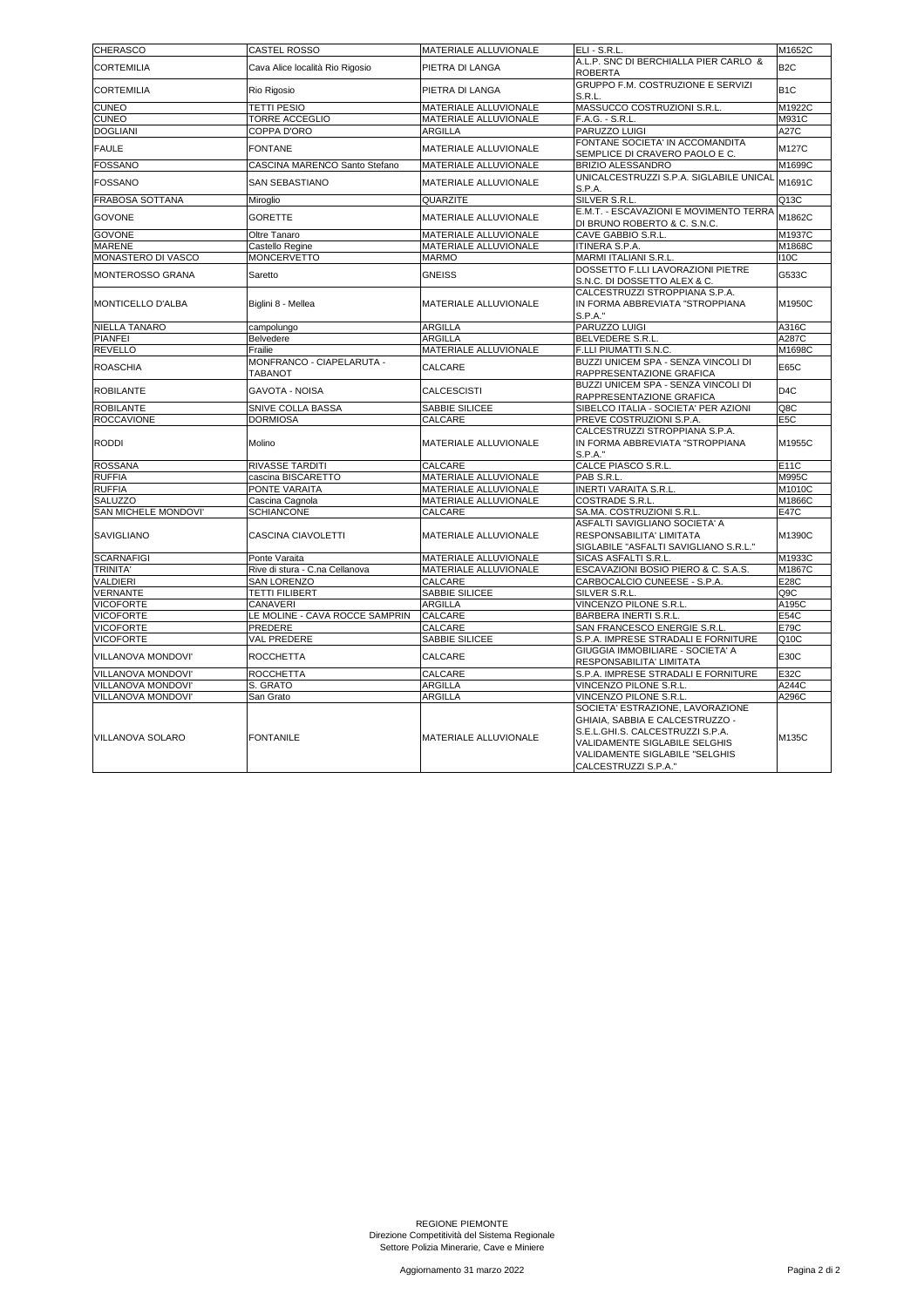| | | | | |
|---|---|---|---|---|
| CHERASCO | CASTEL ROSSO | MATERIALE ALLUVIONALE | ELI - S.R.L. | M1652C |
| CORTEMILIA | Cava Alice località Rio Rigosio | PIETRA DI LANGA | A.L.P. SNC DI BERCHIALLA PIER CARLO & ROBERTA | B2C |
| CORTEMILIA | Rio Rigosio | PIETRA DI LANGA | GRUPPO F.M. COSTRUZIONE E SERVIZI S.R.L. | B1C |
| CUNEO | TETTI PESIO | MATERIALE ALLUVIONALE | MASSUCCO COSTRUZIONI S.R.L. | M1922C |
| CUNEO | TORRE ACCEGLIO | MATERIALE ALLUVIONALE | F.A.G. - S.R.L. | M931C |
| DOGLIANI | COPPA D'ORO | ARGILLA | PARUZZO LUIGI | A27C |
| FAULE | FONTANE | MATERIALE ALLUVIONALE | FONTANE SOCIETA' IN ACCOMANDITA SEMPLICE DI CRAVERO PAOLO E C. | M127C |
| FOSSANO | CASCINA MARENCO Santo Stefano | MATERIALE ALLUVIONALE | BRIZIO ALESSANDRO | M1699C |
| FOSSANO | SAN SEBASTIANO | MATERIALE ALLUVIONALE | UNICALCESTRUZZI S.P.A. SIGLABILE UNICAL S.P.A. | M1691C |
| FRABOSA SOTTANA | Miroglio | QUARZITE | SILVER S.R.L. | Q13C |
| GOVONE | GORETTE | MATERIALE ALLUVIONALE | E.M.T. - ESCAVAZIONI E MOVIMENTO TERRA DI BRUNO ROBERTO & C. S.N.C. | M1862C |
| GOVONE | Oltre Tanaro | MATERIALE ALLUVIONALE | CAVE GABBIO S.R.L. | M1937C |
| MARENE | Castello Regine | MATERIALE ALLUVIONALE | ITINERA S.P.A. | M1868C |
| MONASTERO DI VASCO | MONCERVETTO | MARMO | MARMI ITALIANI S.R.L. | I10C |
| MONTEROSSO GRANA | Saretto | GNEISS | DOSSETTO F.LLI LAVORAZIONI PIETRE S.N.C. DI DOSSETTO ALEX & C. | G533C |
| MONTICELLO D'ALBA | Biglini 8 - Mellea | MATERIALE ALLUVIONALE | CALCESTRUZZI STROPPIANA S.P.A. IN FORMA ABBREVIATA "STROPPIANA S.P.A." | M1950C |
| NIELLA TANARO | campolungo | ARGILLA | PARUZZO LUIGI | A316C |
| PIANFEI | Belvedere | ARGILLA | BELVEDERE S.R.L. | A287C |
| REVELLO | Frailie | MATERIALE ALLUVIONALE | F.LLI PIUMATTI S.N.C. | M1698C |
| ROASCHIA | MONFRANCO - CIAPELARUTA - TABANOT | CALCARE | BUZZI UNICEM SPA - SENZA VINCOLI DI RAPPRESENTAZIONE GRAFICA | E65C |
| ROBILANTE | GAVOTA - NOISA | CALCESCISTI | BUZZI UNICEM SPA - SENZA VINCOLI DI RAPPRESENTAZIONE GRAFICA | D4C |
| ROBILANTE | SNIVE COLLA BASSA | SABBIE SILICEE | SIBELCO ITALIA - SOCIETA' PER AZIONI | Q8C |
| ROCCAVIONE | DORMIOSA | CALCARE | PREVE COSTRUZIONI S.P.A. | E5C |
| RODDI | Molino | MATERIALE ALLUVIONALE | CALCESTRUZZI STROPPIANA S.P.A. IN FORMA ABBREVIATA "STROPPIANA S.P.A." | M1955C |
| ROSSANA | RIVASSE TARDITI | CALCARE | CALCE PIASCO S.R.L. | E11C |
| RUFFIA | cascina BISCARETTO | MATERIALE ALLUVIONALE | PAB S.R.L. | M995C |
| RUFFIA | PONTE VARAITA | MATERIALE ALLUVIONALE | INERTI VARAITA S.R.L. | M1010C |
| SALUZZO | Cascina Cagnola | MATERIALE ALLUVIONALE | COSTRADE S.R.L. | M1866C |
| SAN MICHELE MONDOVI' | SCHIANCONE | CALCARE | SA.MA. COSTRUZIONI S.R.L. | E47C |
| SAVIGLIANO | CASCINA CIAVOLETTI | MATERIALE ALLUVIONALE | ASFALTI SAVIGLIANO SOCIETA' A RESPONSABILITA' LIMITATA SIGLABILE "ASFALTI SAVIGLIANO S.R.L." | M1390C |
| SCARNAFIGI | Ponte Varaita | MATERIALE ALLUVIONALE | SICAS ASFALTI S.R.L. | M1933C |
| TRINITA' | Rive di stura - C.na Cellanova | MATERIALE ALLUVIONALE | ESCAVAZIONI BOSIO PIERO & C. S.A.S. | M1867C |
| VALDIERI | SAN LORENZO | CALCARE | CARBOCALCIO CUNEESE - S.P.A. | E28C |
| VERNANTE | TETTI FILIBERT | SABBIE SILICEE | SILVER S.R.L. | Q9C |
| VICOFORTE | CANAVERI | ARGILLA | VINCENZO PILONE S.R.L. | A195C |
| VICOFORTE | LE MOLINE - CAVA ROCCE SAMPRIN | CALCARE | BARBERA INERTI S.R.L. | E54C |
| VICOFORTE | PREDERE | CALCARE | SAN FRANCESCO ENERGIE S.R.L. | E79C |
| VICOFORTE | VAL PREDERE | SABBIE SILICEE | S.P.A. IMPRESE STRADALI E FORNITURE | Q10C |
| VILLANOVA MONDOVI' | ROCCHETTA | CALCARE | GIUGGIA IMMOBILIARE - SOCIETA' A RESPONSABILITA' LIMITATA | E30C |
| VILLANOVA MONDOVI' | ROCCHETTA | CALCARE | S.P.A. IMPRESE STRADALI E FORNITURE | E32C |
| VILLANOVA MONDOVI' | S. GRATO | ARGILLA | VINCENZO PILONE S.R.L. | A244C |
| VILLANOVA MONDOVI' | San Grato | ARGILLA | VINCENZO PILONE S.R.L. | A296C |
| VILLANOVA SOLARO | FONTANILE | MATERIALE ALLUVIONALE | SOCIETA' ESTRAZIONE, LAVORAZIONE GHIAIA, SABBIA E CALCESTRUZZO - S.E.L.GHI.S. CALCESTRUZZI S.P.A. VALIDAMENTE SIGLABILE SELGHIS VALIDAMENTE SIGLABILE "SELGHIS CALCESTRUZZI S.P.A." | M135C |

REGIONE PIEMONTE
Direzione Competitività del Sistema Regionale
Settore Polizia Minerarie, Cave e Miniere

Aggiornamento 31 marzo 2022